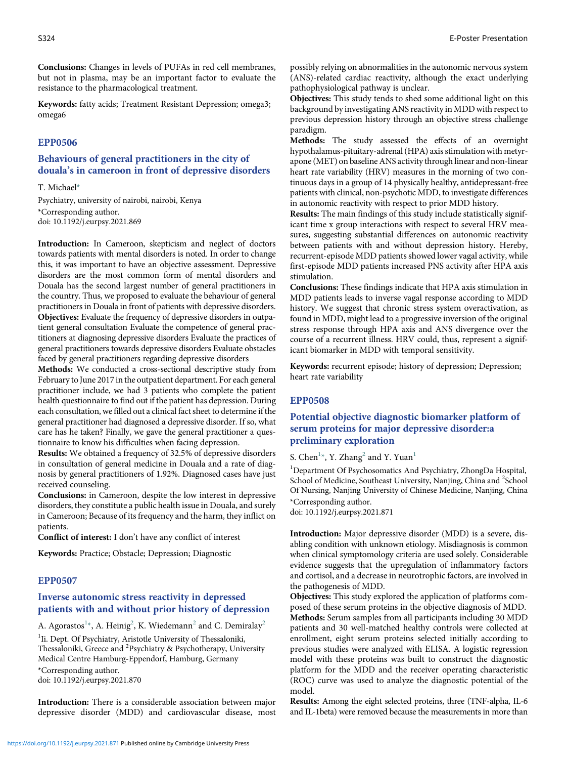**Conclusions:** Changes in levels of PUFAs in red cell membranes, but not in plasma, may be an important factor to evaluate the resistance to the pharmacological treatment.

**Keywords:** fatty acids; Treatment Resistant Depression; omega3; omega6

## EPP0506

### Behaviours of general practitioners in the city of douala's in cameroon in front of depressive disorders

T. Michael*

Psychiatry, university of nairobi, nairobi, Kenya
*Corresponding author.
doi: 10.1192/j.eurpsy.2021.869

**Introduction:** In Cameroon, skepticism and neglect of doctors towards patients with mental disorders is noted. In order to change this, it was important to have an objective assessment. Depressive disorders are the most common form of mental disorders and Douala has the second largest number of general practitioners in the country. Thus, we proposed to evaluate the behaviour of general practitioners in Douala in front of patients with depressive disorders.

**Objectives:** Evaluate the frequency of depressive disorders in outpatient general consultation Evaluate the competence of general practitioners at diagnosing depressive disorders Evaluate the practices of general practitioners towards depressive disorders Evaluate obstacles faced by general practitioners regarding depressive disorders

**Methods:** We conducted a cross-sectional descriptive study from February to June 2017 in the outpatient department. For each general practitioner include, we had 3 patients who complete the patient health questionnaire to find out if the patient has depression. During each consultation, we filled out a clinical fact sheet to determine if the general practitioner had diagnosed a depressive disorder. If so, what care has he taken? Finally, we gave the general practitioner a questionnaire to know his difficulties when facing depression.

**Results:** We obtained a frequency of 32.5% of depressive disorders in consultation of general medicine in Douala and a rate of diagnosis by general practitioners of 1.92%. Diagnosed cases have just received counseling.

**Conclusions:** in Cameroon, despite the low interest in depressive disorders, they constitute a public health issue in Douala, and surely in Cameroon; Because of its frequency and the harm, they inflict on patients.

**Conflict of interest:** I don't have any conflict of interest

**Keywords:** Practice; Obstacle; Depression; Diagnostic

## EPP0507

### Inverse autonomic stress reactivity in depressed patients with and without prior history of depression

A. Agorastos[1]*, A. Heinig[2], K. Wiedemann[2] and C. Demiralay[2]

[1]Ii. Dept. Of Psychiatry, Aristotle University of Thessaloniki, Thessaloniki, Greece and [2]Psychiatry & Psychotherapy, University Medical Centre Hamburg-Eppendorf, Hamburg, Germany
*Corresponding author.
doi: 10.1192/j.eurpsy.2021.870

**Introduction:** There is a considerable association between major depressive disorder (MDD) and cardiovascular disease, most possibly relying on abnormalities in the autonomic nervous system (ANS)-related cardiac reactivity, although the exact underlying pathophysiological pathway is unclear.

**Objectives:** This study tends to shed some additional light on this background by investigating ANS reactivity in MDD with respect to previous depression history through an objective stress challenge paradigm.

**Methods:** The study assessed the effects of an overnight hypothalamus-pituitary-adrenal (HPA) axis stimulation with metyrapone (MET) on baseline ANS activity through linear and non-linear heart rate variability (HRV) measures in the morning of two continuous days in a group of 14 physically healthy, antidepressant-free patients with clinical, non-psychotic MDD, to investigate differences in autonomic reactivity with respect to prior MDD history.

**Results:** The main findings of this study include statistically significant time x group interactions with respect to several HRV measures, suggesting substantial differences on autonomic reactivity between patients with and without depression history. Hereby, recurrent-episode MDD patients showed lower vagal activity, while first-episode MDD patients increased PNS activity after HPA axis stimulation.

**Conclusions:** These findings indicate that HPA axis stimulation in MDD patients leads to inverse vagal response according to MDD history. We suggest that chronic stress system overactivation, as found in MDD, might lead to a progressive inversion of the original stress response through HPA axis and ANS divergence over the course of a recurrent illness. HRV could, thus, represent a significant biomarker in MDD with temporal sensitivity.

**Keywords:** recurrent episode; history of depression; Depression; heart rate variability

## EPP0508

### Potential objective diagnostic biomarker platform of serum proteins for major depressive disorder:a preliminary exploration

S. Chen[1]*, Y. Zhang[2] and Y. Yuan[1]

[1]Department Of Psychosomatics And Psychiatry, ZhongDa Hospital, School of Medicine, Southeast University, Nanjing, China and [2]School Of Nursing, Nanjing University of Chinese Medicine, Nanjing, China
*Corresponding author.
doi: 10.1192/j.eurpsy.2021.871

**Introduction:** Major depressive disorder (MDD) is a severe, disabling condition with unknown etiology. Misdiagnosis is common when clinical symptomology criteria are used solely. Considerable evidence suggests that the upregulation of inflammatory factors and cortisol, and a decrease in neurotrophic factors, are involved in the pathogenesis of MDD.

**Objectives:** This study explored the application of platforms composed of these serum proteins in the objective diagnosis of MDD.

**Methods:** Serum samples from all participants including 30 MDD patients and 30 well-matched healthy controls were collected at enrollment, eight serum proteins selected initially according to previous studies were analyzed with ELISA. A logistic regression model with these proteins was built to construct the diagnostic platform for the MDD and the receiver operating characteristic (ROC) curve was used to analyze the diagnostic potential of the model.

**Results:** Among the eight selected proteins, three (TNF-alpha, IL-6 and IL-1beta) were removed because the measurements in more than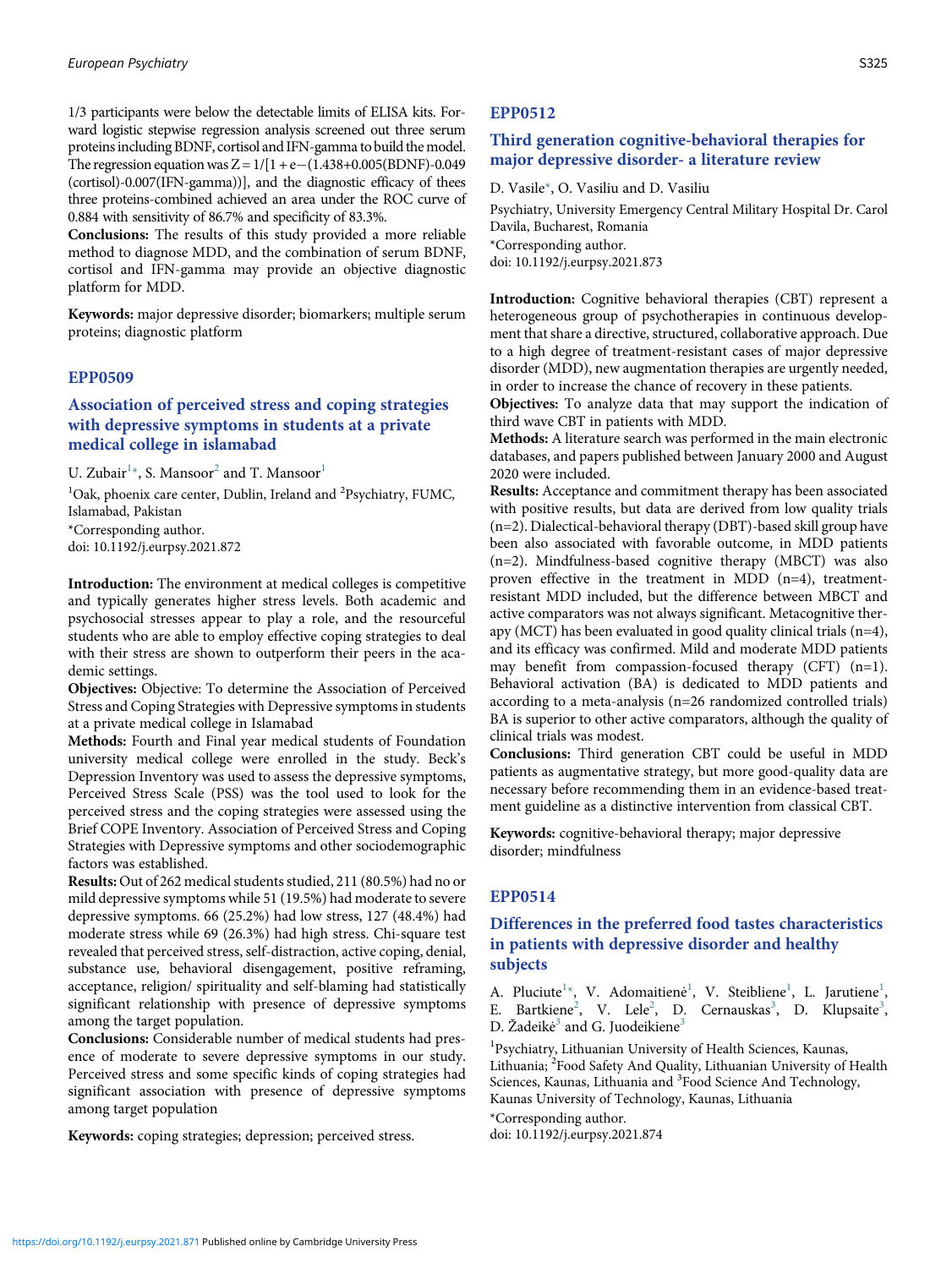1/3 participants were below the detectable limits of ELISA kits. Forward logistic stepwise regression analysis screened out three serum proteins including BDNF, cortisol and IFN-gamma to build the model. The regression equation was $Z = 1/[1 + e-(1.438+0.005(BDNF)-0.049(cortisol)-0.007(IFN-gamma))]$, and the diagnostic efficacy of thees three proteins-combined achieved an area under the ROC curve of 0.884 with sensitivity of 86.7% and specificity of 83.3%.

**Conclusions:** The results of this study provided a more reliable method to diagnose MDD, and the combination of serum BDNF, cortisol and IFN-gamma may provide an objective diagnostic platform for MDD.

**Keywords:** major depressive disorder; biomarkers; multiple serum proteins; diagnostic platform

## EPP0509

### Association of perceived stress and coping strategies with depressive symptoms in students at a private medical college in islamabad

U. Zubair[1*], S. Mansoor[2] and T. Mansoor[1]

[1]Oak, phoenix care center, Dublin, Ireland and [2]Psychiatry, FUMC, Islamabad, Pakistan

*Corresponding author.

doi: 10.1192/j.eurpsy.2021.872

**Introduction:** The environment at medical colleges is competitive and typically generates higher stress levels. Both academic and psychosocial stresses appear to play a role, and the resourceful students who are able to employ effective coping strategies to deal with their stress are shown to outperform their peers in the academic settings.

**Objectives:** Objective: To determine the Association of Perceived Stress and Coping Strategies with Depressive symptoms in students at a private medical college in Islamabad

**Methods:** Fourth and Final year medical students of Foundation university medical college were enrolled in the study. Beck's Depression Inventory was used to assess the depressive symptoms, Perceived Stress Scale (PSS) was the tool used to look for the perceived stress and the coping strategies were assessed using the Brief COPE Inventory. Association of Perceived Stress and Coping Strategies with Depressive symptoms and other sociodemographic factors was established.

**Results:** Out of 262 medical students studied, 211 (80.5%) had no or mild depressive symptoms while 51 (19.5%) had moderate to severe depressive symptoms. 66 (25.2%) had low stress, 127 (48.4%) had moderate stress while 69 (26.3%) had high stress. Chi-square test revealed that perceived stress, self-distraction, active coping, denial, substance use, behavioral disengagement, positive reframing, acceptance, religion/ spirituality and self-blaming had statistically significant relationship with presence of depressive symptoms among the target population.

**Conclusions:** Considerable number of medical students had presence of moderate to severe depressive symptoms in our study. Perceived stress and some specific kinds of coping strategies had significant association with presence of depressive symptoms among target population

**Keywords:** coping strategies; depression; perceived stress.

## EPP0512

### Third generation cognitive-behavioral therapies for major depressive disorder- a literature review

D. Vasile*, O. Vasiliu and D. Vasiliu

Psychiatry, University Emergency Central Military Hospital Dr. Carol Davila, Bucharest, Romania

*Corresponding author.

doi: 10.1192/j.eurpsy.2021.873

**Introduction:** Cognitive behavioral therapies (CBT) represent a heterogeneous group of psychotherapies in continuous development that share a directive, structured, collaborative approach. Due to a high degree of treatment-resistant cases of major depressive disorder (MDD), new augmentation therapies are urgently needed, in order to increase the chance of recovery in these patients.

**Objectives:** To analyze data that may support the indication of third wave CBT in patients with MDD.

**Methods:** A literature search was performed in the main electronic databases, and papers published between January 2000 and August 2020 were included.

**Results:** Acceptance and commitment therapy has been associated with positive results, but data are derived from low quality trials (n=2). Dialectical-behavioral therapy (DBT)-based skill group have been also associated with favorable outcome, in MDD patients (n=2). Mindfulness-based cognitive therapy (MBCT) was also proven effective in the treatment in MDD (n=4), treatment-resistant MDD included, but the difference between MBCT and active comparators was not always significant. Metacognitive therapy (MCT) has been evaluated in good quality clinical trials (n=4), and its efficacy was confirmed. Mild and moderate MDD patients may benefit from compassion-focused therapy (CFT) (n=1). Behavioral activation (BA) is dedicated to MDD patients and according to a meta-analysis (n=26 randomized controlled trials) BA is superior to other active comparators, although the quality of clinical trials was modest.

**Conclusions:** Third generation CBT could be useful in MDD patients as augmentative strategy, but more good-quality data are necessary before recommending them in an evidence-based treatment guideline as a distinctive intervention from classical CBT.

**Keywords:** cognitive-behavioral therapy; major depressive disorder; mindfulness

## EPP0514

### Differences in the preferred food tastes characteristics in patients with depressive disorder and healthy subjects

A. Pluciute[1*], V. Adomaitienė[1], V. Steibliene[1], L. Jarutiene[1], E. Bartkiene[2], V. Lele[2], D. Cernauskas[3], D. Klupsaite[3], D. Žadeikė[3] and G. Juodeikiene[3]

[1]Psychiatry, Lithuanian University of Health Sciences, Kaunas, Lithuania; [2]Food Safety And Quality, Lithuanian University of Health Sciences, Kaunas, Lithuania and [3]Food Science And Technology, Kaunas University of Technology, Kaunas, Lithuania

*Corresponding author.

doi: 10.1192/j.eurpsy.2021.874